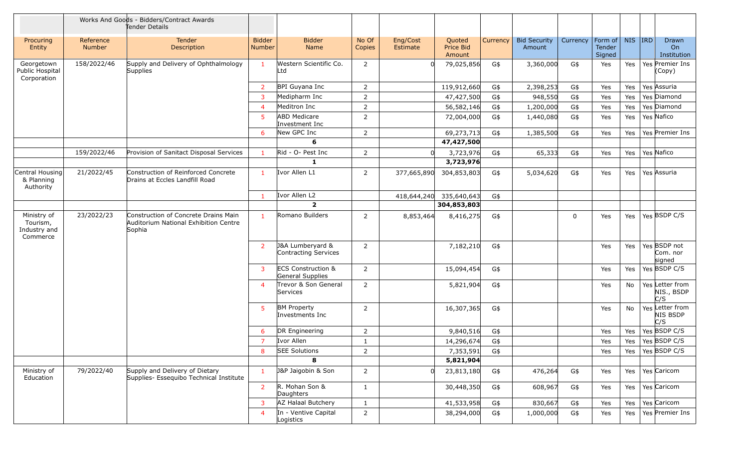| | | Works And Goods - Bidders/Contract Awards Tender Details | | | | | | | | | | | | |
|---|---|---|---|---|---|---|---|---|---|---|---|---|---|---|
| Procuring Entity | Reference Number | Tender Description | Bidder Number | Bidder Name | No Of Copies | Eng/Cost Estimate | Quoted Price Bid Amount | Currency | Bid Security Amount | Currency | Form of Tender Signed | NIS | IRD | Drawn On Institution |
| Georgetown Public Hospital Corporation | 158/2022/46 | Supply and Delivery of Ophthalmology Supplies | 1 | Western Scientific Co. Ltd | 2 | 0 | 79,025,856 | G$ | 3,360,000 | G$ | Yes | Yes | Yes | Premier Ins (Copy) |
| | | | 2 | BPI Guyana Inc | 2 | | 119,912,660 | G$ | 2,398,253 | G$ | Yes | Yes | Yes | Assuria |
| | | | 3 | Medipharm Inc | 2 | | 47,427,500 | G$ | 948,550 | G$ | Yes | Yes | Yes | Diamond |
| | | | 4 | Meditron Inc | 2 | | 56,582,146 | G$ | 1,200,000 | G$ | Yes | Yes | Yes | Diamond |
| | | | 5 | ABD Medicare Investment Inc | 2 | | 72,004,000 | G$ | 1,440,080 | G$ | Yes | Yes | Yes | Nafico |
| | | | 6 | New GPC Inc | 2 | | 69,273,713 | G$ | 1,385,500 | G$ | Yes | Yes | Yes | Premier Ins |
| | | | | **6** | | | **47,427,500** | | | | | | | |
| | 159/2022/46 | Provision of Sanitact Disposal Services | 1 | Rid - O- Pest Inc | 2 | 0 | 3,723,976 | G$ | 65,333 | G$ | Yes | Yes | Yes | Nafico |
| | | | | **1** | | | **3,723,976** | | | | | | | |
| Central Housing & Planning Authority | 21/2022/45 | Construction of Reinforced Concrete Drains at Eccles Landfill Road | 1 | Ivor Allen L1 | 2 | 377,665,890 | 304,853,803 | G$ | 5,034,620 | G$ | Yes | Yes | Yes | Assuria |
| | | | 1 | Ivor Allen L2 | | 418,644,240 | 335,640,643 | G$ | | | | | | |
| | | | | **2** | | | **304,853,803** | | | | | | | |
| Ministry of Tourism, Industry and Commerce | 23/2022/23 | Construction of Concrete Drains Main Auditorium National Exhibition Centre Sophia | 1 | Romano Builders | 2 | 8,853,464 | 8,416,275 | G$ | | 0 | Yes | Yes | Yes | BSDP C/S |
| | | | 2 | J&A Lumberyard & Contracting Services | 2 | | 7,182,210 | G$ | | | Yes | Yes | Yes | BSDP not Com. nor signed |
| | | | 3 | ECS Construction & General Supplies | 2 | | 15,094,454 | G$ | | | Yes | Yes | Yes | BSDP C/S |
| | | | 4 | Trevor & Son General Services | 2 | | 5,821,904 | G$ | | | Yes | No | Yes | Letter from NIS., BSDP C/S |
| | | | 5 | BM Property Investments Inc | 2 | | 16,307,365 | G$ | | | Yes | No | Yes | Letter from NIS BSDP C/S |
| | | | 6 | DR Engineering | 2 | | 9,840,516 | G$ | | | Yes | Yes | Yes | BSDP C/S |
| | | | 7 | Ivor Allen | 1 | | 14,296,674 | G$ | | | Yes | Yes | Yes | BSDP C/S |
| | | | 8 | SEE Solutions | 2 | | 7,353,591 | G$ | | | Yes | Yes | Yes | BSDP C/S |
| | | | | **8** | | | **5,821,904** | | | | | | | |
| Ministry of Education | 79/2022/40 | Supply and Delivery of Dietary Supplies- Essequibo Technical Institute | 1 | J&P Jaigobin & Son | 2 | 0 | 23,813,180 | G$ | 476,264 | G$ | Yes | Yes | Yes | Caricom |
| | | | 2 | R. Mohan Son & Daughters | 1 | | 30,448,350 | G$ | 608,967 | G$ | Yes | Yes | Yes | Caricom |
| | | | 3 | AZ Halaal Butchery | 1 | | 41,533,958 | G$ | 830,667 | G$ | Yes | Yes | Yes | Caricom |
| | | | 4 | In - Ventive Capital Logistics | 2 | | 38,294,000 | G$ | 1,000,000 | G$ | Yes | Yes | Yes | Premier Ins |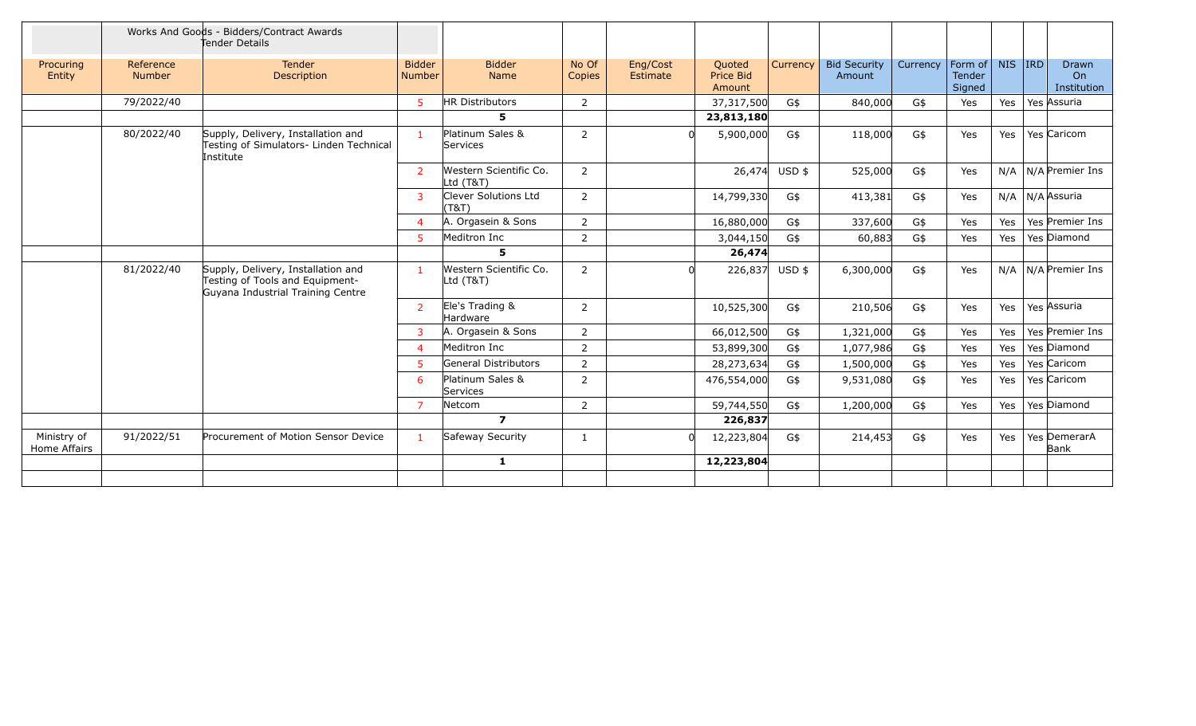| | | Works And Goods - Bidders/Contract Awards Tender Details | | | | | | | | | | | | |
|---|---|---|---|---|---|---|---|---|---|---|---|---|---|---|
| Procuring Entity | Reference Number | Tender Description | Bidder Number | Bidder Name | No Of Copies | Eng/Cost Estimate | Quoted Price Bid Amount | Currency | Bid Security Amount | Currency | Form of Tender Signed | NIS | IRD | Drawn On Institution |
| | 79/2022/40 | | 5 | HR Distributors | 2 | | 37,317,500 | G$ | 840,000 | G$ | Yes | Yes | Yes | Assuria |
| | | | | 5 | | | 23,813,180 | | | | | | | |
| | 80/2022/40 | Supply, Delivery, Installation and Testing of Simulators- Linden Technical Institute | 1 | Platinum Sales & Services | 2 | 0 | 5,900,000 | G$ | 118,000 | G$ | Yes | Yes | Yes | Caricom |
| | | | 2 | Western Scientific Co. Ltd (T&T) | 2 | | 26,474 | USD $ | 525,000 | G$ | Yes | N/A | N/A | Premier Ins |
| | | | 3 | Clever Solutions Ltd (T&T) | 2 | | 14,799,330 | G$ | 413,381 | G$ | Yes | N/A | N/A | Assuria |
| | | | 4 | A. Orgasein & Sons | 2 | | 16,880,000 | G$ | 337,600 | G$ | Yes | Yes | Yes | Premier Ins |
| | | | 5 | Meditron Inc | 2 | | 3,044,150 | G$ | 60,883 | G$ | Yes | Yes | Yes | Diamond |
| | | | | 5 | | | 26,474 | | | | | | | |
| | 81/2022/40 | Supply, Delivery, Installation and Testing of Tools and Equipment- Guyana Industrial Training Centre | 1 | Western Scientific Co. Ltd (T&T) | 2 | 0 | 226,837 | USD $ | 6,300,000 | G$ | Yes | N/A | N/A | Premier Ins |
| | | | 2 | Ele's Trading & Hardware | 2 | | 10,525,300 | G$ | 210,506 | G$ | Yes | Yes | Yes | Assuria |
| | | | 3 | A. Orgasein & Sons | 2 | | 66,012,500 | G$ | 1,321,000 | G$ | Yes | Yes | Yes | Premier Ins |
| | | | 4 | Meditron Inc | 2 | | 53,899,300 | G$ | 1,077,986 | G$ | Yes | Yes | Yes | Diamond |
| | | | 5 | General Distributors | 2 | | 28,273,634 | G$ | 1,500,000 | G$ | Yes | Yes | Yes | Caricom |
| | | | 6 | Platinum Sales & Services | 2 | | 476,554,000 | G$ | 9,531,080 | G$ | Yes | Yes | Yes | Caricom |
| | | | 7 | Netcom | 2 | | 59,744,550 | G$ | 1,200,000 | G$ | Yes | Yes | Yes | Diamond |
| | | | | 7 | | | 226,837 | | | | | | | |
| Ministry of Home Affairs | 91/2022/51 | Procurement of Motion Sensor Device | 1 | Safeway Security | 1 | 0 | 12,223,804 | G$ | 214,453 | G$ | Yes | Yes | Yes | DemerarA Bank |
| | | | | 1 | | | 12,223,804 | | | | | | | |